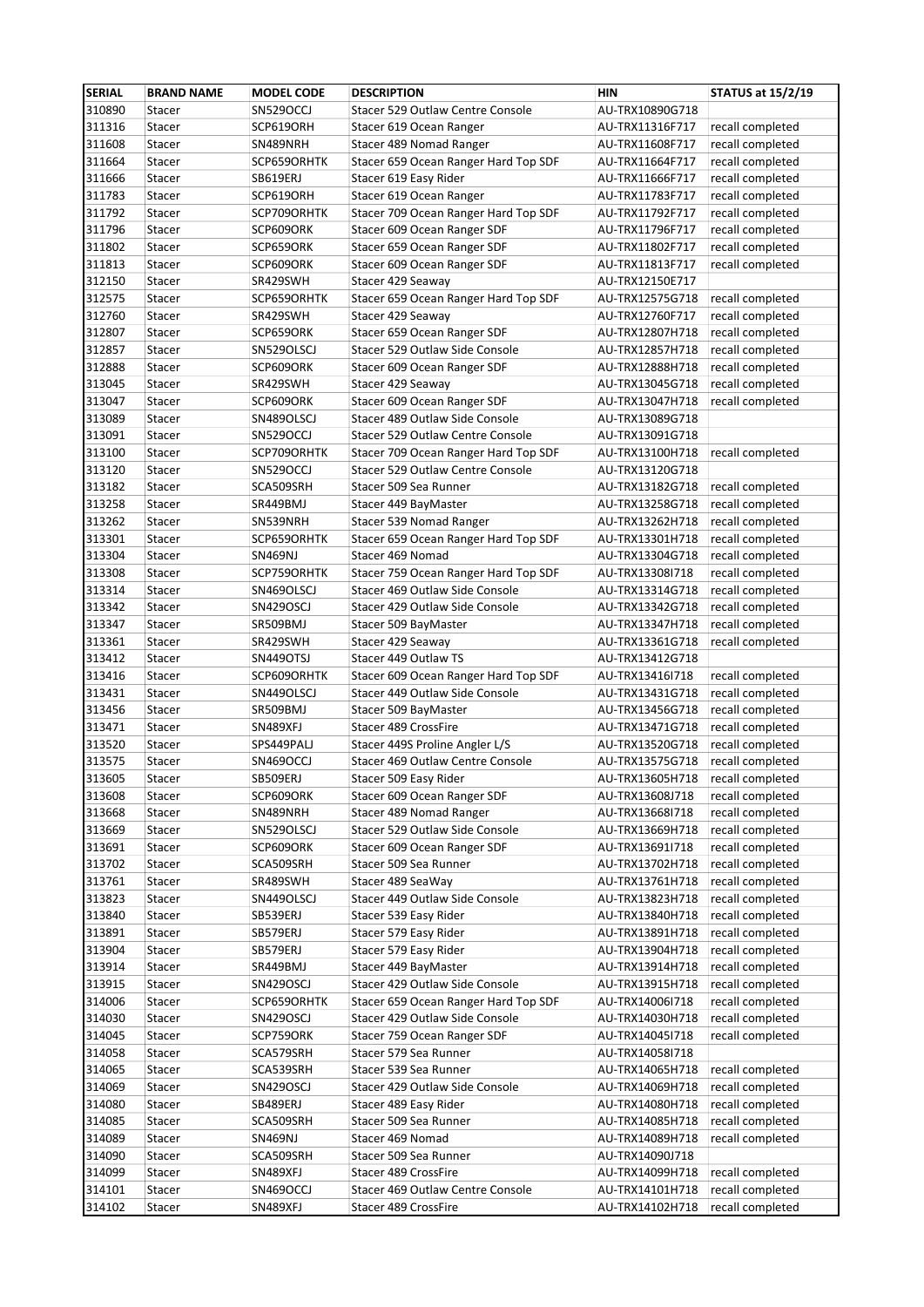| SERIAL | BRAND NAME | MODEL CODE | DESCRIPTION | HIN | STATUS at 15/2/19 |
| --- | --- | --- | --- | --- | --- |
| 310890 | Stacer | SN529OCCJ | Stacer 529 Outlaw Centre Console | AU-TRX10890G718 | |
| 311316 | Stacer | SCP619ORH | Stacer 619 Ocean Ranger | AU-TRX11316F717 | recall completed |
| 311608 | Stacer | SN489NRH | Stacer 489 Nomad Ranger | AU-TRX11608F717 | recall completed |
| 311664 | Stacer | SCP659ORHTK | Stacer 659 Ocean Ranger Hard Top SDF | AU-TRX11664F717 | recall completed |
| 311666 | Stacer | SB619ERJ | Stacer 619 Easy Rider | AU-TRX11666F717 | recall completed |
| 311783 | Stacer | SCP619ORH | Stacer 619 Ocean Ranger | AU-TRX11783F717 | recall completed |
| 311792 | Stacer | SCP709ORHTK | Stacer 709 Ocean Ranger Hard Top SDF | AU-TRX11792F717 | recall completed |
| 311796 | Stacer | SCP609ORK | Stacer 609 Ocean Ranger SDF | AU-TRX11796F717 | recall completed |
| 311802 | Stacer | SCP659ORK | Stacer 659 Ocean Ranger SDF | AU-TRX11802F717 | recall completed |
| 311813 | Stacer | SCP609ORK | Stacer 609 Ocean Ranger SDF | AU-TRX11813F717 | recall completed |
| 312150 | Stacer | SR429SWH | Stacer 429 Seaway | AU-TRX12150E717 | |
| 312575 | Stacer | SCP659ORHTK | Stacer 659 Ocean Ranger Hard Top SDF | AU-TRX12575G718 | recall completed |
| 312760 | Stacer | SR429SWH | Stacer 429 Seaway | AU-TRX12760F717 | recall completed |
| 312807 | Stacer | SCP659ORK | Stacer 659 Ocean Ranger SDF | AU-TRX12807H718 | recall completed |
| 312857 | Stacer | SN529OLSCJ | Stacer 529 Outlaw Side Console | AU-TRX12857H718 | recall completed |
| 312888 | Stacer | SCP609ORK | Stacer 609 Ocean Ranger SDF | AU-TRX12888H718 | recall completed |
| 313045 | Stacer | SR429SWH | Stacer 429 Seaway | AU-TRX13045G718 | recall completed |
| 313047 | Stacer | SCP609ORK | Stacer 609 Ocean Ranger SDF | AU-TRX13047H718 | recall completed |
| 313089 | Stacer | SN489OLSCJ | Stacer 489 Outlaw Side Console | AU-TRX13089G718 | |
| 313091 | Stacer | SN529OCCJ | Stacer 529 Outlaw Centre Console | AU-TRX13091G718 | |
| 313100 | Stacer | SCP709ORHTK | Stacer 709 Ocean Ranger Hard Top SDF | AU-TRX13100H718 | recall completed |
| 313120 | Stacer | SN529OCCJ | Stacer 529 Outlaw Centre Console | AU-TRX13120G718 | |
| 313182 | Stacer | SCA509SRH | Stacer 509 Sea Runner | AU-TRX13182G718 | recall completed |
| 313258 | Stacer | SR449BMJ | Stacer 449 BayMaster | AU-TRX13258G718 | recall completed |
| 313262 | Stacer | SN539NRH | Stacer 539 Nomad Ranger | AU-TRX13262H718 | recall completed |
| 313301 | Stacer | SCP659ORHTK | Stacer 659 Ocean Ranger Hard Top SDF | AU-TRX13301H718 | recall completed |
| 313304 | Stacer | SN469NJ | Stacer 469 Nomad | AU-TRX13304G718 | recall completed |
| 313308 | Stacer | SCP759ORHTK | Stacer 759 Ocean Ranger Hard Top SDF | AU-TRX13308I718 | recall completed |
| 313314 | Stacer | SN469OLSCJ | Stacer 469 Outlaw Side Console | AU-TRX13314G718 | recall completed |
| 313342 | Stacer | SN429OSCJ | Stacer 429 Outlaw Side Console | AU-TRX13342G718 | recall completed |
| 313347 | Stacer | SR509BMJ | Stacer 509 BayMaster | AU-TRX13347H718 | recall completed |
| 313361 | Stacer | SR429SWH | Stacer 429 Seaway | AU-TRX13361G718 | recall completed |
| 313412 | Stacer | SN449OTSJ | Stacer 449 Outlaw TS | AU-TRX13412G718 | |
| 313416 | Stacer | SCP609ORHTK | Stacer 609 Ocean Ranger Hard Top SDF | AU-TRX13416I718 | recall completed |
| 313431 | Stacer | SN449OLSCJ | Stacer 449 Outlaw Side Console | AU-TRX13431G718 | recall completed |
| 313456 | Stacer | SR509BMJ | Stacer 509 BayMaster | AU-TRX13456G718 | recall completed |
| 313471 | Stacer | SN489XFJ | Stacer 489 CrossFire | AU-TRX13471G718 | recall completed |
| 313520 | Stacer | SPS449PALJ | Stacer 449S Proline Angler L/S | AU-TRX13520G718 | recall completed |
| 313575 | Stacer | SN469OCCJ | Stacer 469 Outlaw Centre Console | AU-TRX13575G718 | recall completed |
| 313605 | Stacer | SB509ERJ | Stacer 509 Easy Rider | AU-TRX13605H718 | recall completed |
| 313608 | Stacer | SCP609ORK | Stacer 609 Ocean Ranger SDF | AU-TRX13608J718 | recall completed |
| 313668 | Stacer | SN489NRH | Stacer 489 Nomad Ranger | AU-TRX13668I718 | recall completed |
| 313669 | Stacer | SN529OLSCJ | Stacer 529 Outlaw Side Console | AU-TRX13669H718 | recall completed |
| 313691 | Stacer | SCP609ORK | Stacer 609 Ocean Ranger SDF | AU-TRX13691I718 | recall completed |
| 313702 | Stacer | SCA509SRH | Stacer 509 Sea Runner | AU-TRX13702H718 | recall completed |
| 313761 | Stacer | SR489SWH | Stacer 489 SeaWay | AU-TRX13761H718 | recall completed |
| 313823 | Stacer | SN449OLSCJ | Stacer 449 Outlaw Side Console | AU-TRX13823H718 | recall completed |
| 313840 | Stacer | SB539ERJ | Stacer 539 Easy Rider | AU-TRX13840H718 | recall completed |
| 313891 | Stacer | SB579ERJ | Stacer 579 Easy Rider | AU-TRX13891H718 | recall completed |
| 313904 | Stacer | SB579ERJ | Stacer 579 Easy Rider | AU-TRX13904H718 | recall completed |
| 313914 | Stacer | SR449BMJ | Stacer 449 BayMaster | AU-TRX13914H718 | recall completed |
| 313915 | Stacer | SN429OSCJ | Stacer 429 Outlaw Side Console | AU-TRX13915H718 | recall completed |
| 314006 | Stacer | SCP659ORHTK | Stacer 659 Ocean Ranger Hard Top SDF | AU-TRX14006I718 | recall completed |
| 314030 | Stacer | SN429OSCJ | Stacer 429 Outlaw Side Console | AU-TRX14030H718 | recall completed |
| 314045 | Stacer | SCP759ORK | Stacer 759 Ocean Ranger SDF | AU-TRX14045I718 | recall completed |
| 314058 | Stacer | SCA579SRH | Stacer 579 Sea Runner | AU-TRX14058I718 | |
| 314065 | Stacer | SCA539SRH | Stacer 539 Sea Runner | AU-TRX14065H718 | recall completed |
| 314069 | Stacer | SN429OSCJ | Stacer 429 Outlaw Side Console | AU-TRX14069H718 | recall completed |
| 314080 | Stacer | SB489ERJ | Stacer 489 Easy Rider | AU-TRX14080H718 | recall completed |
| 314085 | Stacer | SCA509SRH | Stacer 509 Sea Runner | AU-TRX14085H718 | recall completed |
| 314089 | Stacer | SN469NJ | Stacer 469 Nomad | AU-TRX14089H718 | recall completed |
| 314090 | Stacer | SCA509SRH | Stacer 509 Sea Runner | AU-TRX14090J718 | |
| 314099 | Stacer | SN489XFJ | Stacer 489 CrossFire | AU-TRX14099H718 | recall completed |
| 314101 | Stacer | SN469OCCJ | Stacer 469 Outlaw Centre Console | AU-TRX14101H718 | recall completed |
| 314102 | Stacer | SN489XFJ | Stacer 489 CrossFire | AU-TRX14102H718 | recall completed |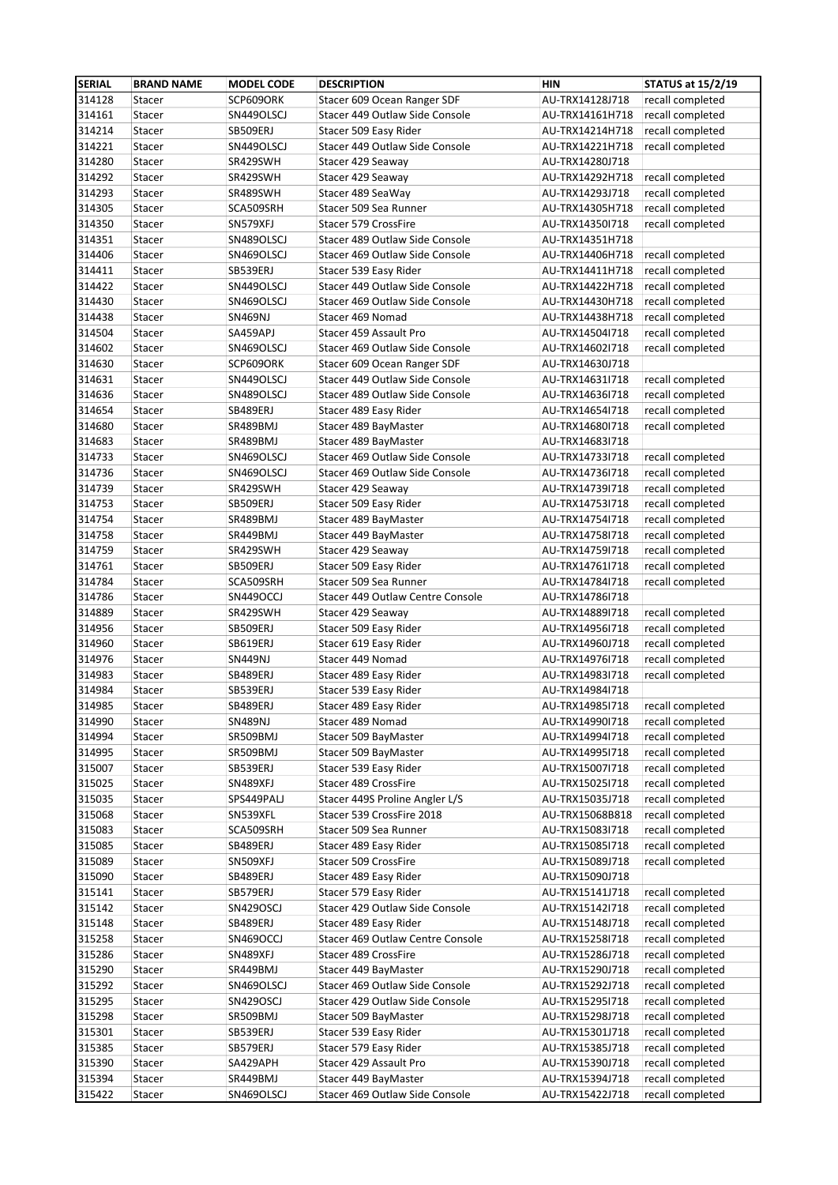| SERIAL | BRAND NAME | MODEL CODE | DESCRIPTION | HIN | STATUS at 15/2/19 |
|---|---|---|---|---|---|
| 314128 | Stacer | SCP609ORK | Stacer 609 Ocean Ranger SDF | AU-TRX14128J718 | recall completed |
| 314161 | Stacer | SN449OLSCJ | Stacer 449 Outlaw Side Console | AU-TRX14161H718 | recall completed |
| 314214 | Stacer | SB509ERJ | Stacer 509 Easy Rider | AU-TRX14214H718 | recall completed |
| 314221 | Stacer | SN449OLSCJ | Stacer 449 Outlaw Side Console | AU-TRX14221H718 | recall completed |
| 314280 | Stacer | SR429SWH | Stacer 429 Seaway | AU-TRX14280J718 | |
| 314292 | Stacer | SR429SWH | Stacer 429 Seaway | AU-TRX14292H718 | recall completed |
| 314293 | Stacer | SR489SWH | Stacer 489 SeaWay | AU-TRX14293J718 | recall completed |
| 314305 | Stacer | SCA509SRH | Stacer 509 Sea Runner | AU-TRX14305H718 | recall completed |
| 314350 | Stacer | SN579XFJ | Stacer 579 CrossFire | AU-TRX14350I718 | recall completed |
| 314351 | Stacer | SN489OLSCJ | Stacer 489 Outlaw Side Console | AU-TRX14351H718 | |
| 314406 | Stacer | SN469OLSCJ | Stacer 469 Outlaw Side Console | AU-TRX14406H718 | recall completed |
| 314411 | Stacer | SB539ERJ | Stacer 539 Easy Rider | AU-TRX14411H718 | recall completed |
| 314422 | Stacer | SN449OLSCJ | Stacer 449 Outlaw Side Console | AU-TRX14422H718 | recall completed |
| 314430 | Stacer | SN469OLSCJ | Stacer 469 Outlaw Side Console | AU-TRX14430H718 | recall completed |
| 314438 | Stacer | SN469NJ | Stacer 469 Nomad | AU-TRX14438H718 | recall completed |
| 314504 | Stacer | SA459APJ | Stacer 459 Assault Pro | AU-TRX14504I718 | recall completed |
| 314602 | Stacer | SN469OLSCJ | Stacer 469 Outlaw Side Console | AU-TRX14602I718 | recall completed |
| 314630 | Stacer | SCP609ORK | Stacer 609 Ocean Ranger SDF | AU-TRX14630J718 | |
| 314631 | Stacer | SN449OLSCJ | Stacer 449 Outlaw Side Console | AU-TRX14631I718 | recall completed |
| 314636 | Stacer | SN489OLSCJ | Stacer 489 Outlaw Side Console | AU-TRX14636I718 | recall completed |
| 314654 | Stacer | SB489ERJ | Stacer 489 Easy Rider | AU-TRX14654I718 | recall completed |
| 314680 | Stacer | SR489BMJ | Stacer 489 BayMaster | AU-TRX14680I718 | recall completed |
| 314683 | Stacer | SR489BMJ | Stacer 489 BayMaster | AU-TRX14683I718 | |
| 314733 | Stacer | SN469OLSCJ | Stacer 469 Outlaw Side Console | AU-TRX14733I718 | recall completed |
| 314736 | Stacer | SN469OLSCJ | Stacer 469 Outlaw Side Console | AU-TRX14736I718 | recall completed |
| 314739 | Stacer | SR429SWH | Stacer 429 Seaway | AU-TRX14739I718 | recall completed |
| 314753 | Stacer | SB509ERJ | Stacer 509 Easy Rider | AU-TRX14753I718 | recall completed |
| 314754 | Stacer | SR489BMJ | Stacer 489 BayMaster | AU-TRX14754I718 | recall completed |
| 314758 | Stacer | SR449BMJ | Stacer 449 BayMaster | AU-TRX14758I718 | recall completed |
| 314759 | Stacer | SR429SWH | Stacer 429 Seaway | AU-TRX14759I718 | recall completed |
| 314761 | Stacer | SB509ERJ | Stacer 509 Easy Rider | AU-TRX14761I718 | recall completed |
| 314784 | Stacer | SCA509SRH | Stacer 509 Sea Runner | AU-TRX14784I718 | recall completed |
| 314786 | Stacer | SN449OCCJ | Stacer 449 Outlaw Centre Console | AU-TRX14786I718 | |
| 314889 | Stacer | SR429SWH | Stacer 429 Seaway | AU-TRX14889I718 | recall completed |
| 314956 | Stacer | SB509ERJ | Stacer 509 Easy Rider | AU-TRX14956I718 | recall completed |
| 314960 | Stacer | SB619ERJ | Stacer 619 Easy Rider | AU-TRX14960J718 | recall completed |
| 314976 | Stacer | SN449NJ | Stacer 449 Nomad | AU-TRX14976I718 | recall completed |
| 314983 | Stacer | SB489ERJ | Stacer 489 Easy Rider | AU-TRX14983I718 | recall completed |
| 314984 | Stacer | SB539ERJ | Stacer 539 Easy Rider | AU-TRX14984I718 | |
| 314985 | Stacer | SB489ERJ | Stacer 489 Easy Rider | AU-TRX14985I718 | recall completed |
| 314990 | Stacer | SN489NJ | Stacer 489 Nomad | AU-TRX14990I718 | recall completed |
| 314994 | Stacer | SR509BMJ | Stacer 509 BayMaster | AU-TRX14994I718 | recall completed |
| 314995 | Stacer | SR509BMJ | Stacer 509 BayMaster | AU-TRX14995I718 | recall completed |
| 315007 | Stacer | SB539ERJ | Stacer 539 Easy Rider | AU-TRX15007I718 | recall completed |
| 315025 | Stacer | SN489XFJ | Stacer 489 CrossFire | AU-TRX15025I718 | recall completed |
| 315035 | Stacer | SPS449PALJ | Stacer 449S Proline Angler L/S | AU-TRX15035J718 | recall completed |
| 315068 | Stacer | SN539XFL | Stacer 539 CrossFire 2018 | AU-TRX15068B818 | recall completed |
| 315083 | Stacer | SCA509SRH | Stacer 509 Sea Runner | AU-TRX15083I718 | recall completed |
| 315085 | Stacer | SB489ERJ | Stacer 489 Easy Rider | AU-TRX15085I718 | recall completed |
| 315089 | Stacer | SN509XFJ | Stacer 509 CrossFire | AU-TRX15089J718 | recall completed |
| 315090 | Stacer | SB489ERJ | Stacer 489 Easy Rider | AU-TRX15090J718 | |
| 315141 | Stacer | SB579ERJ | Stacer 579 Easy Rider | AU-TRX15141J718 | recall completed |
| 315142 | Stacer | SN429OSCJ | Stacer 429 Outlaw Side Console | AU-TRX15142I718 | recall completed |
| 315148 | Stacer | SB489ERJ | Stacer 489 Easy Rider | AU-TRX15148J718 | recall completed |
| 315258 | Stacer | SN469OCCJ | Stacer 469 Outlaw Centre Console | AU-TRX15258I718 | recall completed |
| 315286 | Stacer | SN489XFJ | Stacer 489 CrossFire | AU-TRX15286J718 | recall completed |
| 315290 | Stacer | SR449BMJ | Stacer 449 BayMaster | AU-TRX15290J718 | recall completed |
| 315292 | Stacer | SN469OLSCJ | Stacer 469 Outlaw Side Console | AU-TRX15292J718 | recall completed |
| 315295 | Stacer | SN429OSCJ | Stacer 429 Outlaw Side Console | AU-TRX15295I718 | recall completed |
| 315298 | Stacer | SR509BMJ | Stacer 509 BayMaster | AU-TRX15298J718 | recall completed |
| 315301 | Stacer | SB539ERJ | Stacer 539 Easy Rider | AU-TRX15301J718 | recall completed |
| 315385 | Stacer | SB579ERJ | Stacer 579 Easy Rider | AU-TRX15385J718 | recall completed |
| 315390 | Stacer | SA429APH | Stacer 429 Assault Pro | AU-TRX15390J718 | recall completed |
| 315394 | Stacer | SR449BMJ | Stacer 449 BayMaster | AU-TRX15394J718 | recall completed |
| 315422 | Stacer | SN469OLSCJ | Stacer 469 Outlaw Side Console | AU-TRX15422J718 | recall completed |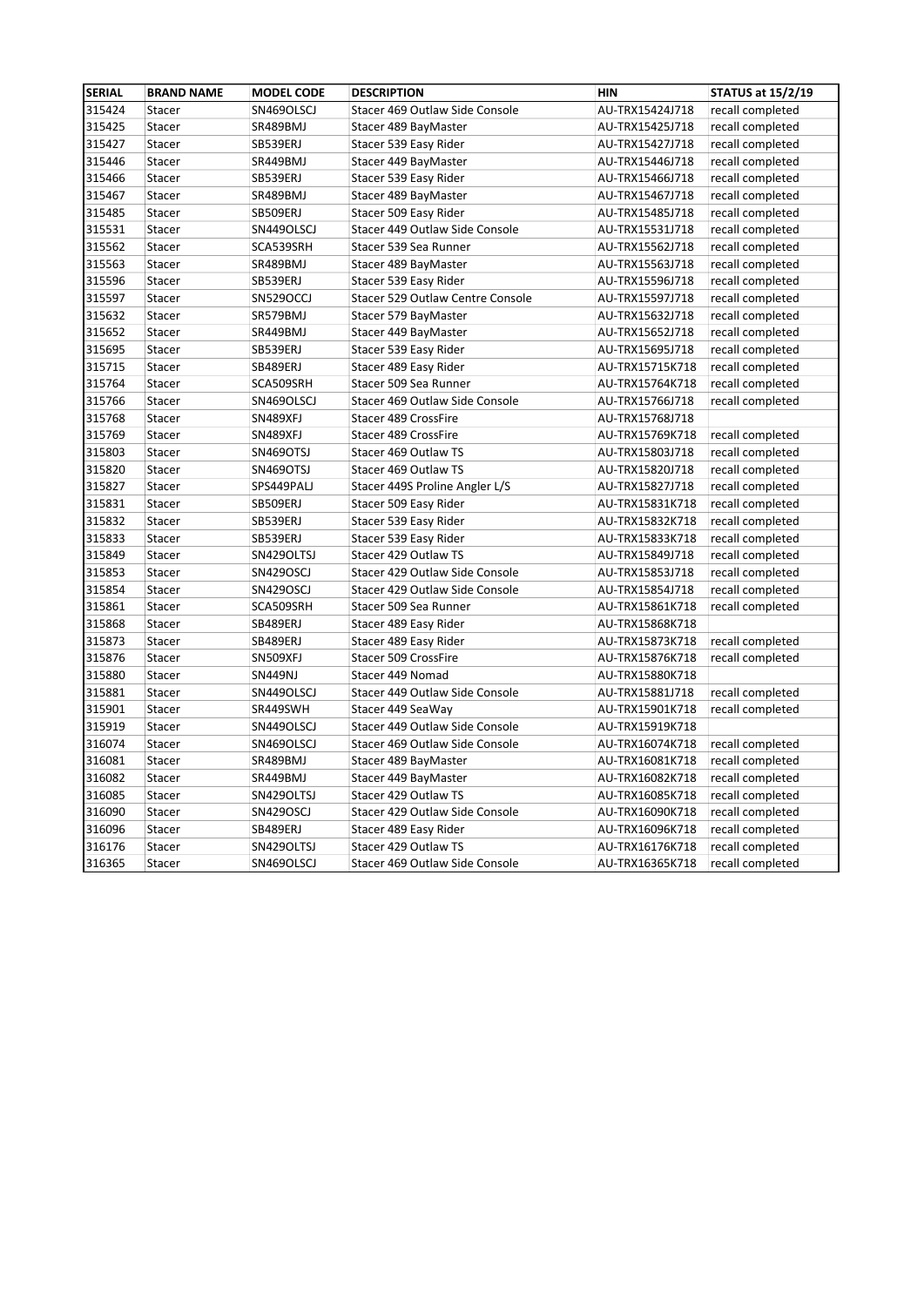| SERIAL | BRAND NAME | MODEL CODE | DESCRIPTION | HIN | STATUS at 15/2/19 |
|---|---|---|---|---|---|
| 315424 | Stacer | SN469OLSCJ | Stacer 469 Outlaw Side Console | AU-TRX15424J718 | recall completed |
| 315425 | Stacer | SR489BMJ | Stacer 489 BayMaster | AU-TRX15425J718 | recall completed |
| 315427 | Stacer | SB539ERJ | Stacer 539 Easy Rider | AU-TRX15427J718 | recall completed |
| 315446 | Stacer | SR449BMJ | Stacer 449 BayMaster | AU-TRX15446J718 | recall completed |
| 315466 | Stacer | SB539ERJ | Stacer 539 Easy Rider | AU-TRX15466J718 | recall completed |
| 315467 | Stacer | SR489BMJ | Stacer 489 BayMaster | AU-TRX15467J718 | recall completed |
| 315485 | Stacer | SB509ERJ | Stacer 509 Easy Rider | AU-TRX15485J718 | recall completed |
| 315531 | Stacer | SN449OLSCJ | Stacer 449 Outlaw Side Console | AU-TRX15531J718 | recall completed |
| 315562 | Stacer | SCA539SRH | Stacer 539 Sea Runner | AU-TRX15562J718 | recall completed |
| 315563 | Stacer | SR489BMJ | Stacer 489 BayMaster | AU-TRX15563J718 | recall completed |
| 315596 | Stacer | SB539ERJ | Stacer 539 Easy Rider | AU-TRX15596J718 | recall completed |
| 315597 | Stacer | SN529OCCJ | Stacer 529 Outlaw Centre Console | AU-TRX15597J718 | recall completed |
| 315632 | Stacer | SR579BMJ | Stacer 579 BayMaster | AU-TRX15632J718 | recall completed |
| 315652 | Stacer | SR449BMJ | Stacer 449 BayMaster | AU-TRX15652J718 | recall completed |
| 315695 | Stacer | SB539ERJ | Stacer 539 Easy Rider | AU-TRX15695J718 | recall completed |
| 315715 | Stacer | SB489ERJ | Stacer 489 Easy Rider | AU-TRX15715K718 | recall completed |
| 315764 | Stacer | SCA509SRH | Stacer 509 Sea Runner | AU-TRX15764K718 | recall completed |
| 315766 | Stacer | SN469OLSCJ | Stacer 469 Outlaw Side Console | AU-TRX15766J718 | recall completed |
| 315768 | Stacer | SN489XFJ | Stacer 489 CrossFire | AU-TRX15768J718 | |
| 315769 | Stacer | SN489XFJ | Stacer 489 CrossFire | AU-TRX15769K718 | recall completed |
| 315803 | Stacer | SN469OTSJ | Stacer 469 Outlaw TS | AU-TRX15803J718 | recall completed |
| 315820 | Stacer | SN469OTSJ | Stacer 469 Outlaw TS | AU-TRX15820J718 | recall completed |
| 315827 | Stacer | SPS449PALJ | Stacer 449S Proline Angler L/S | AU-TRX15827J718 | recall completed |
| 315831 | Stacer | SB509ERJ | Stacer 509 Easy Rider | AU-TRX15831K718 | recall completed |
| 315832 | Stacer | SB539ERJ | Stacer 539 Easy Rider | AU-TRX15832K718 | recall completed |
| 315833 | Stacer | SB539ERJ | Stacer 539 Easy Rider | AU-TRX15833K718 | recall completed |
| 315849 | Stacer | SN429OLTSJ | Stacer 429 Outlaw TS | AU-TRX15849J718 | recall completed |
| 315853 | Stacer | SN429OSCJ | Stacer 429 Outlaw Side Console | AU-TRX15853J718 | recall completed |
| 315854 | Stacer | SN429OSCJ | Stacer 429 Outlaw Side Console | AU-TRX15854J718 | recall completed |
| 315861 | Stacer | SCA509SRH | Stacer 509 Sea Runner | AU-TRX15861K718 | recall completed |
| 315868 | Stacer | SB489ERJ | Stacer 489 Easy Rider | AU-TRX15868K718 | |
| 315873 | Stacer | SB489ERJ | Stacer 489 Easy Rider | AU-TRX15873K718 | recall completed |
| 315876 | Stacer | SN509XFJ | Stacer 509 CrossFire | AU-TRX15876K718 | recall completed |
| 315880 | Stacer | SN449NJ | Stacer 449 Nomad | AU-TRX15880K718 | |
| 315881 | Stacer | SN449OLSCJ | Stacer 449 Outlaw Side Console | AU-TRX15881J718 | recall completed |
| 315901 | Stacer | SR449SWH | Stacer 449 SeaWay | AU-TRX15901K718 | recall completed |
| 315919 | Stacer | SN449OLSCJ | Stacer 449 Outlaw Side Console | AU-TRX15919K718 | |
| 316074 | Stacer | SN469OLSCJ | Stacer 469 Outlaw Side Console | AU-TRX16074K718 | recall completed |
| 316081 | Stacer | SR489BMJ | Stacer 489 BayMaster | AU-TRX16081K718 | recall completed |
| 316082 | Stacer | SR449BMJ | Stacer 449 BayMaster | AU-TRX16082K718 | recall completed |
| 316085 | Stacer | SN429OLTSJ | Stacer 429 Outlaw TS | AU-TRX16085K718 | recall completed |
| 316090 | Stacer | SN429OSCJ | Stacer 429 Outlaw Side Console | AU-TRX16090K718 | recall completed |
| 316096 | Stacer | SB489ERJ | Stacer 489 Easy Rider | AU-TRX16096K718 | recall completed |
| 316176 | Stacer | SN429OLTSJ | Stacer 429 Outlaw TS | AU-TRX16176K718 | recall completed |
| 316365 | Stacer | SN469OLSCJ | Stacer 469 Outlaw Side Console | AU-TRX16365K718 | recall completed |